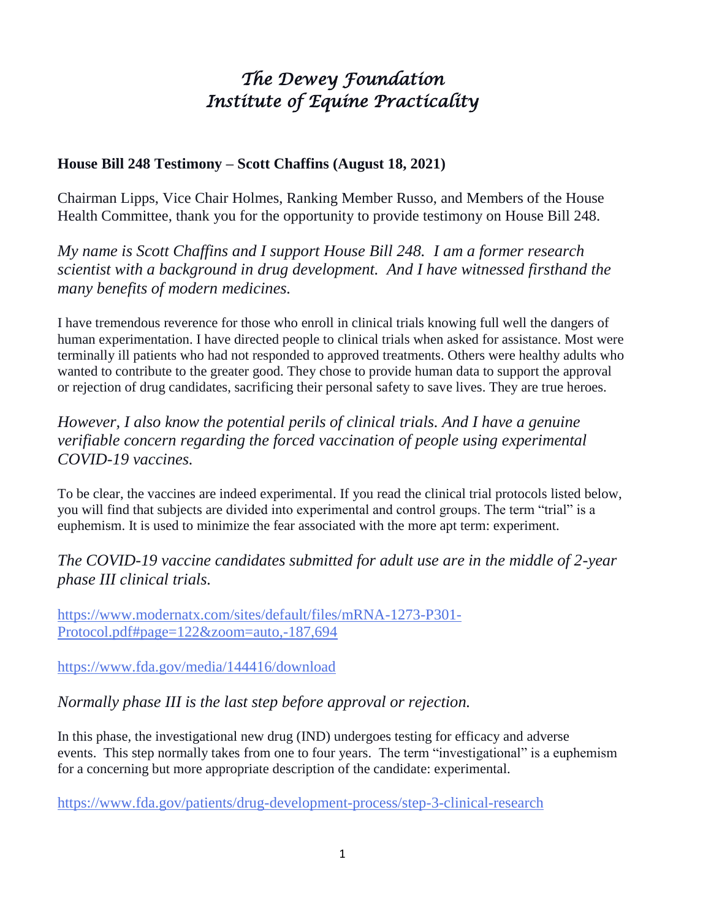# *The Dewey Foundation*
# *Institute of Equine Practicality*

**House Bill 248 Testimony – Scott Chaffins (August 18, 2021)**

Chairman Lipps, Vice Chair Holmes, Ranking Member Russo, and Members of the House Health Committee, thank you for the opportunity to provide testimony on House Bill 248.

*My name is Scott Chaffins and I support House Bill 248. I am a former research scientist with a background in drug development. And I have witnessed firsthand the many benefits of modern medicines.*

I have tremendous reverence for those who enroll in clinical trials knowing full well the dangers of human experimentation. I have directed people to clinical trials when asked for assistance. Most were terminally ill patients who had not responded to approved treatments. Others were healthy adults who wanted to contribute to the greater good. They chose to provide human data to support the approval or rejection of drug candidates, sacrificing their personal safety to save lives. They are true heroes.

*However, I also know the potential perils of clinical trials. And I have a genuine verifiable concern regarding the forced vaccination of people using experimental COVID-19 vaccines.*

To be clear, the vaccines are indeed experimental. If you read the clinical trial protocols listed below, you will find that subjects are divided into experimental and control groups. The term "trial" is a euphemism. It is used to minimize the fear associated with the more apt term: experiment.

*The COVID-19 vaccine candidates submitted for adult use are in the middle of 2-year phase III clinical trials.*

https://www.modernatx.com/sites/default/files/mRNA-1273-P301-Protocol.pdf#page=122&zoom=auto,-187,694

https://www.fda.gov/media/144416/download

*Normally phase III is the last step before approval or rejection.*

In this phase, the investigational new drug (IND) undergoes testing for efficacy and adverse events. This step normally takes from one to four years. The term "investigational" is a euphemism for a concerning but more appropriate description of the candidate: experimental.

https://www.fda.gov/patients/drug-development-process/step-3-clinical-research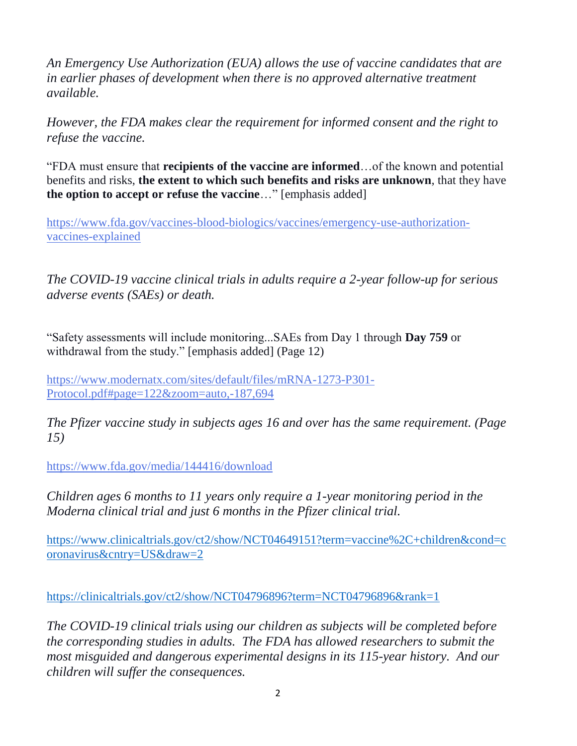*An Emergency Use Authorization (EUA) allows the use of vaccine candidates that are in earlier phases of development when there is no approved alternative treatment available.*

*However, the FDA makes clear the requirement for informed consent and the right to refuse the vaccine.*

"FDA must ensure that **recipients of the vaccine are informed**…of the known and potential benefits and risks, **the extent to which such benefits and risks are unknown**, that they have **the option to accept or refuse the vaccine**…" [emphasis added]

https://www.fda.gov/vaccines-blood-biologics/vaccines/emergency-use-authorization-vaccines-explained

*The COVID-19 vaccine clinical trials in adults require a 2-year follow-up for serious adverse events (SAEs) or death.*

"Safety assessments will include monitoring...SAEs from Day 1 through **Day 759** or withdrawal from the study." [emphasis added] (Page 12)

https://www.modernatx.com/sites/default/files/mRNA-1273-P301-Protocol.pdf#page=122&zoom=auto,-187,694

*The Pfizer vaccine study in subjects ages 16 and over has the same requirement. (Page 15)*

https://www.fda.gov/media/144416/download

*Children ages 6 months to 11 years only require a 1-year monitoring period in the Moderna clinical trial and just 6 months in the Pfizer clinical trial.*

https://www.clinicaltrials.gov/ct2/show/NCT04649151?term=vaccine%2C+children&cond=coronavirus&cntry=US&draw=2

https://clinicaltrials.gov/ct2/show/NCT04796896?term=NCT04796896&rank=1

*The COVID-19 clinical trials using our children as subjects will be completed before the corresponding studies in adults. The FDA has allowed researchers to submit the most misguided and dangerous experimental designs in its 115-year history. And our children will suffer the consequences.*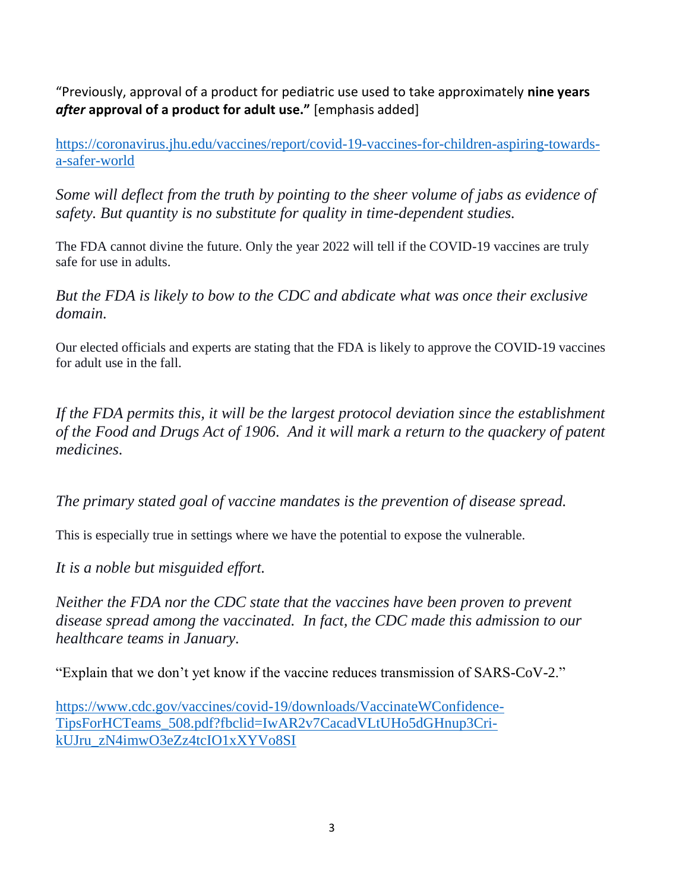"Previously, approval of a product for pediatric use used to take approximately **nine years *after* approval of a product for adult use."** [emphasis added]

[https://coronavirus.jhu.edu/vaccines/report/covid-19-vaccines-for-children-aspiring-towards-a-safer-world](https://coronavirus.jhu.edu/vaccines/report/covid-19-vaccines-for-children-aspiring-towards-a-safer-world)

*Some will deflect from the truth by pointing to the sheer volume of jabs as evidence of safety. But quantity is no substitute for quality in time-dependent studies.*

The FDA cannot divine the future. Only the year 2022 will tell if the COVID-19 vaccines are truly safe for use in adults.

*But the FDA is likely to bow to the CDC and abdicate what was once their exclusive domain.*

Our elected officials and experts are stating that the FDA is likely to approve the COVID-19 vaccines for adult use in the fall.

*If the FDA permits this, it will be the largest protocol deviation since the establishment of the Food and Drugs Act of 1906. And it will mark a return to the quackery of patent medicines.*

*The primary stated goal of vaccine mandates is the prevention of disease spread.*

This is especially true in settings where we have the potential to expose the vulnerable.

*It is a noble but misguided effort.*

*Neither the FDA nor the CDC state that the vaccines have been proven to prevent disease spread among the vaccinated. In fact, the CDC made this admission to our healthcare teams in January.*

"Explain that we don't yet know if the vaccine reduces transmission of SARS-CoV-2."

[https://www.cdc.gov/vaccines/covid-19/downloads/VaccinateWConfidence-TipsForHCTeams_508.pdf?fbclid=IwAR2v7CacadVLtUHo5dGHnup3Cri-kUJru_zN4imwO3eZz4tcIO1xXYVo8SI](https://www.cdc.gov/vaccines/covid-19/downloads/VaccinateWConfidence-TipsForHCTeams_508.pdf?fbclid=IwAR2v7CacadVLtUHo5dGHnup3Cri-kUJru_zN4imwO3eZz4tcIO1xXYVo8SI)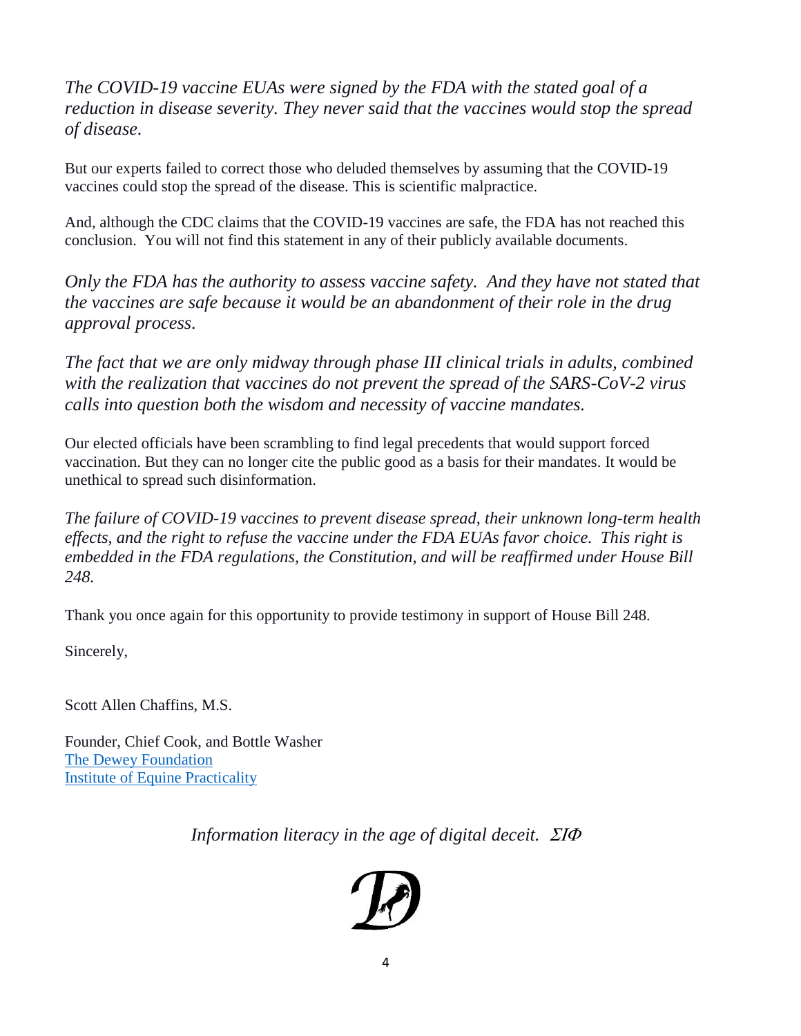*The COVID-19 vaccine EUAs were signed by the FDA with the stated goal of a reduction in disease severity. They never said that the vaccines would stop the spread of disease.*

But our experts failed to correct those who deluded themselves by assuming that the COVID-19 vaccines could stop the spread of the disease. This is scientific malpractice.

And, although the CDC claims that the COVID-19 vaccines are safe, the FDA has not reached this conclusion. You will not find this statement in any of their publicly available documents.

*Only the FDA has the authority to assess vaccine safety. And they have not stated that the vaccines are safe because it would be an abandonment of their role in the drug approval process.*

*The fact that we are only midway through phase III clinical trials in adults, combined with the realization that vaccines do not prevent the spread of the SARS-CoV-2 virus calls into question both the wisdom and necessity of vaccine mandates.*

Our elected officials have been scrambling to find legal precedents that would support forced vaccination. But they can no longer cite the public good as a basis for their mandates. It would be unethical to spread such disinformation.

*The failure of COVID-19 vaccines to prevent disease spread, their unknown long-term health effects, and the right to refuse the vaccine under the FDA EUAs favor choice. This right is embedded in the FDA regulations, the Constitution, and will be reaffirmed under House Bill 248.*

Thank you once again for this opportunity to provide testimony in support of House Bill 248.

Sincerely,

Scott Allen Chaffins, M.S.

Founder, Chief Cook, and Bottle Washer
[The Dewey Foundation]
[Institute of Equine Practicality]

*Information literacy in the age of digital deceit.* ΣΙΦ